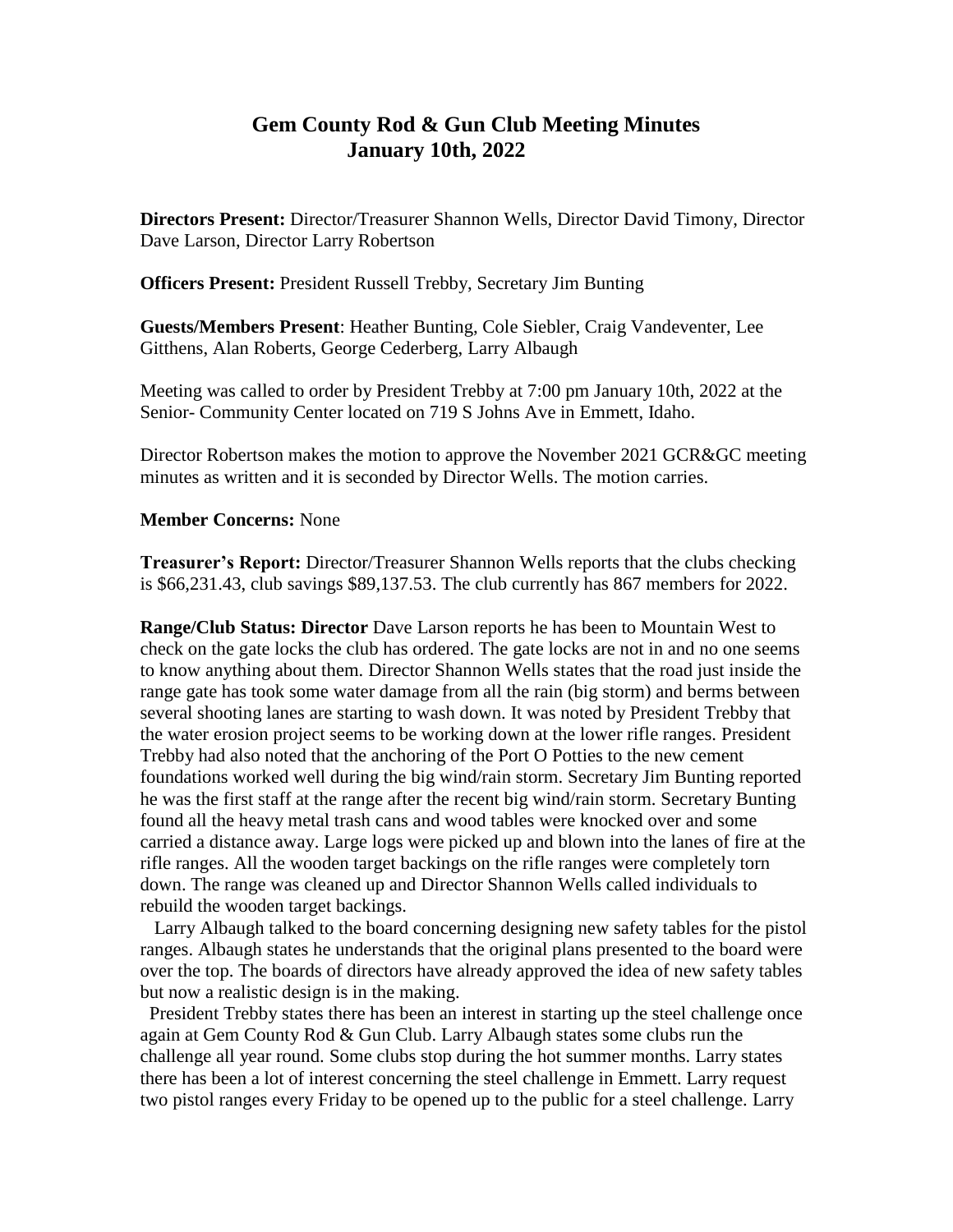# Gem County Rod & Gun Club Meeting Minutes
## January 10th, 2022

**Directors Present:** Director/Treasurer Shannon Wells, Director David Timony, Director Dave Larson, Director Larry Robertson

**Officers Present:** President Russell Trebby, Secretary Jim Bunting

**Guests/Members Present**: Heather Bunting, Cole Siebler, Craig Vandeventer, Lee Gitthens, Alan Roberts, George Cederberg, Larry Albaugh

Meeting was called to order by President Trebby at 7:00 pm January 10th, 2022 at the Senior- Community Center located on 719 S Johns Ave in Emmett, Idaho.

Director Robertson makes the motion to approve the November 2021 GCR&GC meeting minutes as written and it is seconded by Director Wells. The motion carries.

**Member Concerns:** None

**Treasurer's Report:** Director/Treasurer Shannon Wells reports that the clubs checking is $66,231.43, club savings $89,137.53. The club currently has 867 members for 2022.

**Range/Club Status: Director** Dave Larson reports he has been to Mountain West to check on the gate locks the club has ordered. The gate locks are not in and no one seems to know anything about them. Director Shannon Wells states that the road just inside the range gate has took some water damage from all the rain (big storm) and berms between several shooting lanes are starting to wash down. It was noted by President Trebby that the water erosion project seems to be working down at the lower rifle ranges. President Trebby had also noted that the anchoring of the Port O Potties to the new cement foundations worked well during the big wind/rain storm. Secretary Jim Bunting reported he was the first staff at the range after the recent big wind/rain storm. Secretary Bunting found all the heavy metal trash cans and wood tables were knocked over and some carried a distance away. Large logs were picked up and blown into the lanes of fire at the rifle ranges. All the wooden target backings on the rifle ranges were completely torn down. The range was cleaned up and Director Shannon Wells called individuals to rebuild the wooden target backings.

Larry Albaugh talked to the board concerning designing new safety tables for the pistol ranges. Albaugh states he understands that the original plans presented to the board were over the top. The boards of directors have already approved the idea of new safety tables but now a realistic design is in the making.

President Trebby states there has been an interest in starting up the steel challenge once again at Gem County Rod & Gun Club. Larry Albaugh states some clubs run the challenge all year round. Some clubs stop during the hot summer months. Larry states there has been a lot of interest concerning the steel challenge in Emmett. Larry request two pistol ranges every Friday to be opened up to the public for a steel challenge. Larry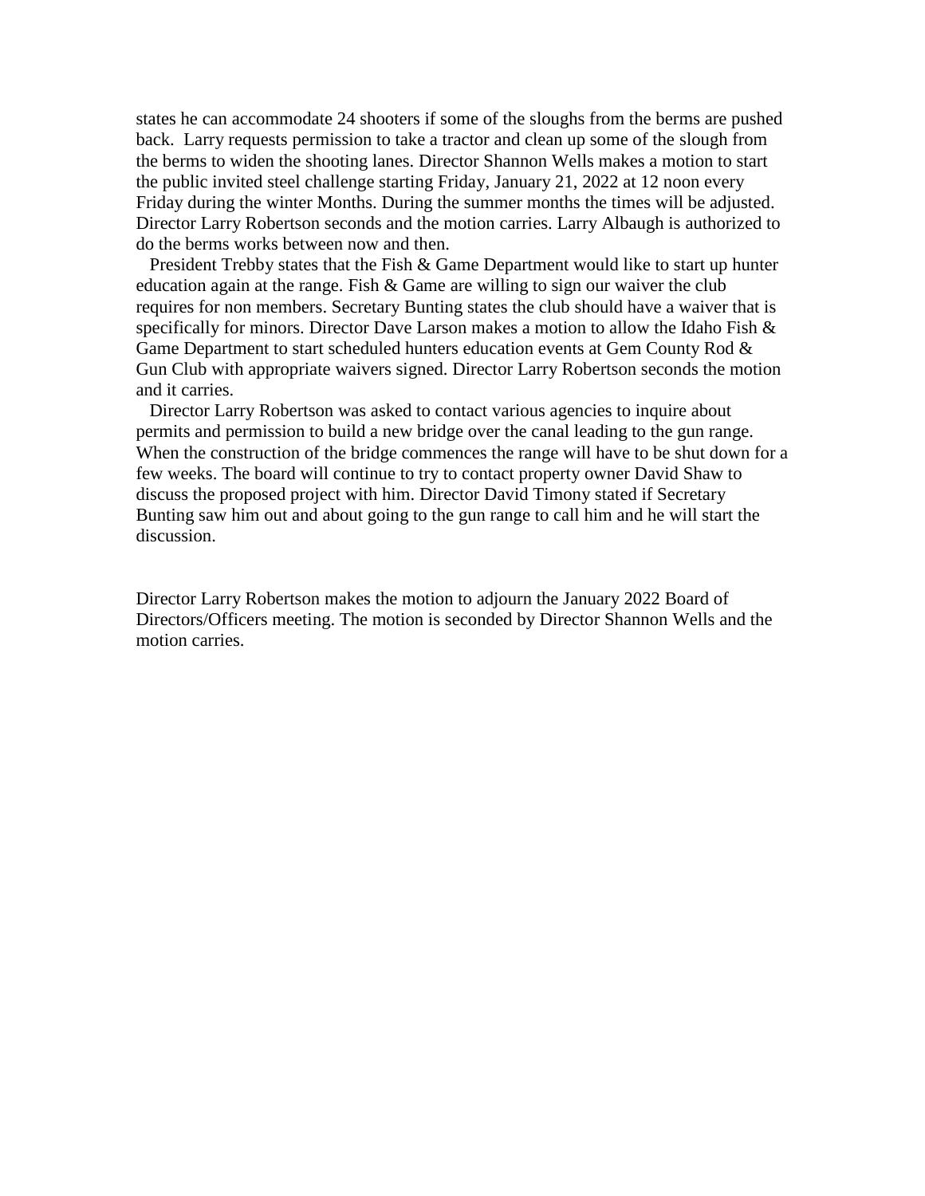states he can accommodate 24 shooters if some of the sloughs from the berms are pushed back. Larry requests permission to take a tractor and clean up some of the slough from the berms to widen the shooting lanes. Director Shannon Wells makes a motion to start the public invited steel challenge starting Friday, January 21, 2022 at 12 noon every Friday during the winter Months. During the summer months the times will be adjusted. Director Larry Robertson seconds and the motion carries. Larry Albaugh is authorized to do the berms works between now and then.

President Trebby states that the Fish & Game Department would like to start up hunter education again at the range. Fish & Game are willing to sign our waiver the club requires for non members. Secretary Bunting states the club should have a waiver that is specifically for minors. Director Dave Larson makes a motion to allow the Idaho Fish & Game Department to start scheduled hunters education events at Gem County Rod & Gun Club with appropriate waivers signed. Director Larry Robertson seconds the motion and it carries.

Director Larry Robertson was asked to contact various agencies to inquire about permits and permission to build a new bridge over the canal leading to the gun range. When the construction of the bridge commences the range will have to be shut down for a few weeks. The board will continue to try to contact property owner David Shaw to discuss the proposed project with him. Director David Timony stated if Secretary Bunting saw him out and about going to the gun range to call him and he will start the discussion.

Director Larry Robertson makes the motion to adjourn the January 2022 Board of Directors/Officers meeting. The motion is seconded by Director Shannon Wells and the motion carries.